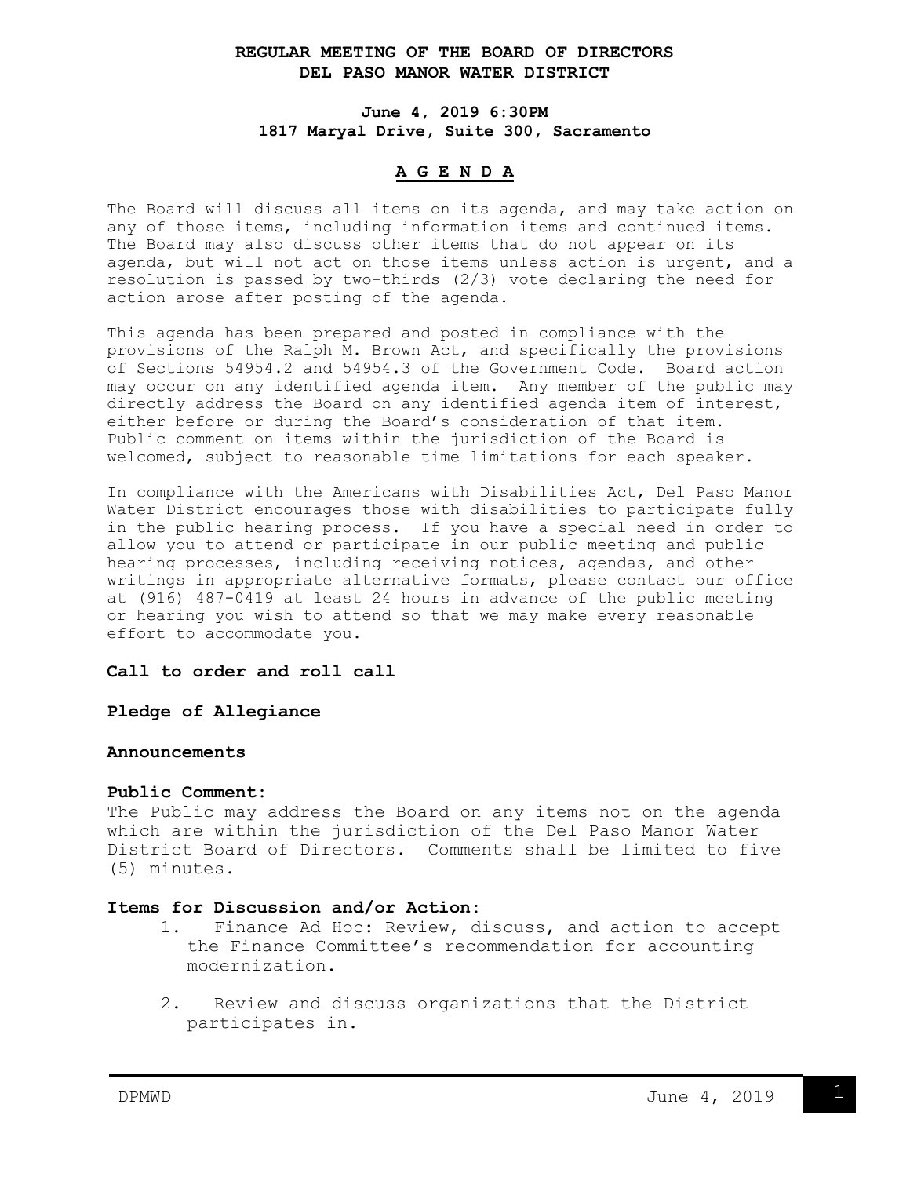# REGULAR MEETING OF THE BOARD OF DIRECTORS
# DEL PASO MANOR WATER DISTRICT

**June 4, 2019 6:30PM**
**1817 Maryal Drive, Suite 300, Sacramento**

## A G E N D A

The Board will discuss all items on its agenda, and may take action on any of those items, including information items and continued items. The Board may also discuss other items that do not appear on its agenda, but will not act on those items unless action is urgent, and a resolution is passed by two-thirds (2/3) vote declaring the need for action arose after posting of the agenda.

This agenda has been prepared and posted in compliance with the provisions of the Ralph M. Brown Act, and specifically the provisions of Sections 54954.2 and 54954.3 of the Government Code. Board action may occur on any identified agenda item. Any member of the public may directly address the Board on any identified agenda item of interest, either before or during the Board's consideration of that item. Public comment on items within the jurisdiction of the Board is welcomed, subject to reasonable time limitations for each speaker.

In compliance with the Americans with Disabilities Act, Del Paso Manor Water District encourages those with disabilities to participate fully in the public hearing process. If you have a special need in order to allow you to attend or participate in our public meeting and public hearing processes, including receiving notices, agendas, and other writings in appropriate alternative formats, please contact our office at (916) 487-0419 at least 24 hours in advance of the public meeting or hearing you wish to attend so that we may make every reasonable effort to accommodate you.

**Call to order and roll call**

**Pledge of Allegiance**

**Announcements**

**Public Comment:**
The Public may address the Board on any items not on the agenda which are within the jurisdiction of the Del Paso Manor Water District Board of Directors. Comments shall be limited to five (5) minutes.

**Items for Discussion and/or Action:**

1. Finance Ad Hoc: Review, discuss, and action to accept the Finance Committee's recommendation for accounting modernization.

2. Review and discuss organizations that the District participates in.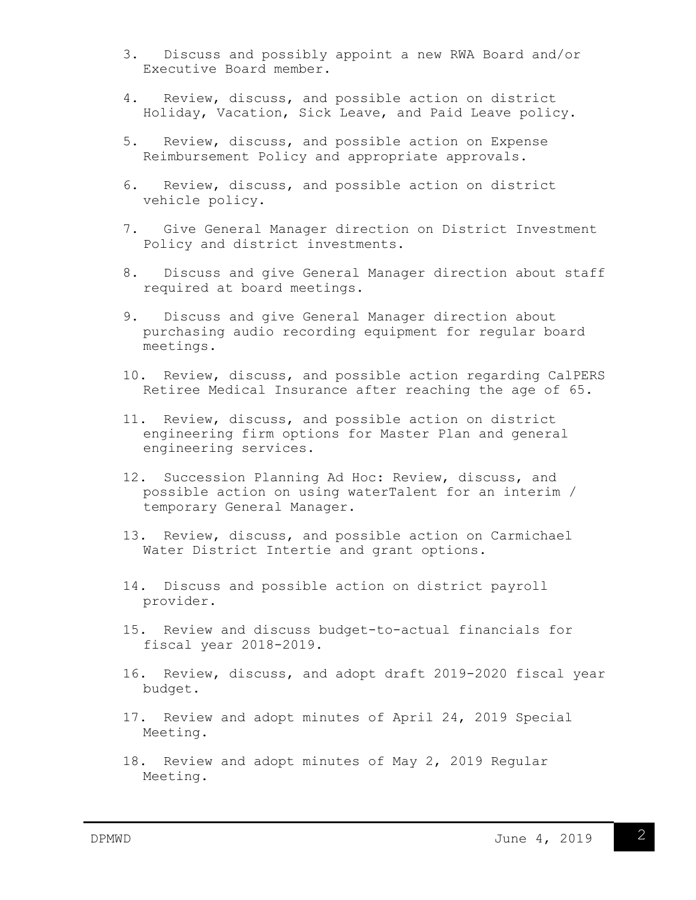3. Discuss and possibly appoint a new RWA Board and/or Executive Board member.

4. Review, discuss, and possible action on district Holiday, Vacation, Sick Leave, and Paid Leave policy.

5. Review, discuss, and possible action on Expense Reimbursement Policy and appropriate approvals.

6. Review, discuss, and possible action on district vehicle policy.

7. Give General Manager direction on District Investment Policy and district investments.

8. Discuss and give General Manager direction about staff required at board meetings.

9. Discuss and give General Manager direction about purchasing audio recording equipment for regular board meetings.

10. Review, discuss, and possible action regarding CalPERS Retiree Medical Insurance after reaching the age of 65.

11. Review, discuss, and possible action on district engineering firm options for Master Plan and general engineering services.

12. Succession Planning Ad Hoc: Review, discuss, and possible action on using waterTalent for an interim / temporary General Manager.

13. Review, discuss, and possible action on Carmichael Water District Intertie and grant options.

14. Discuss and possible action on district payroll provider.

15. Review and discuss budget-to-actual financials for fiscal year 2018-2019.

16. Review, discuss, and adopt draft 2019-2020 fiscal year budget.

17. Review and adopt minutes of April 24, 2019 Special Meeting.

18. Review and adopt minutes of May 2, 2019 Regular Meeting.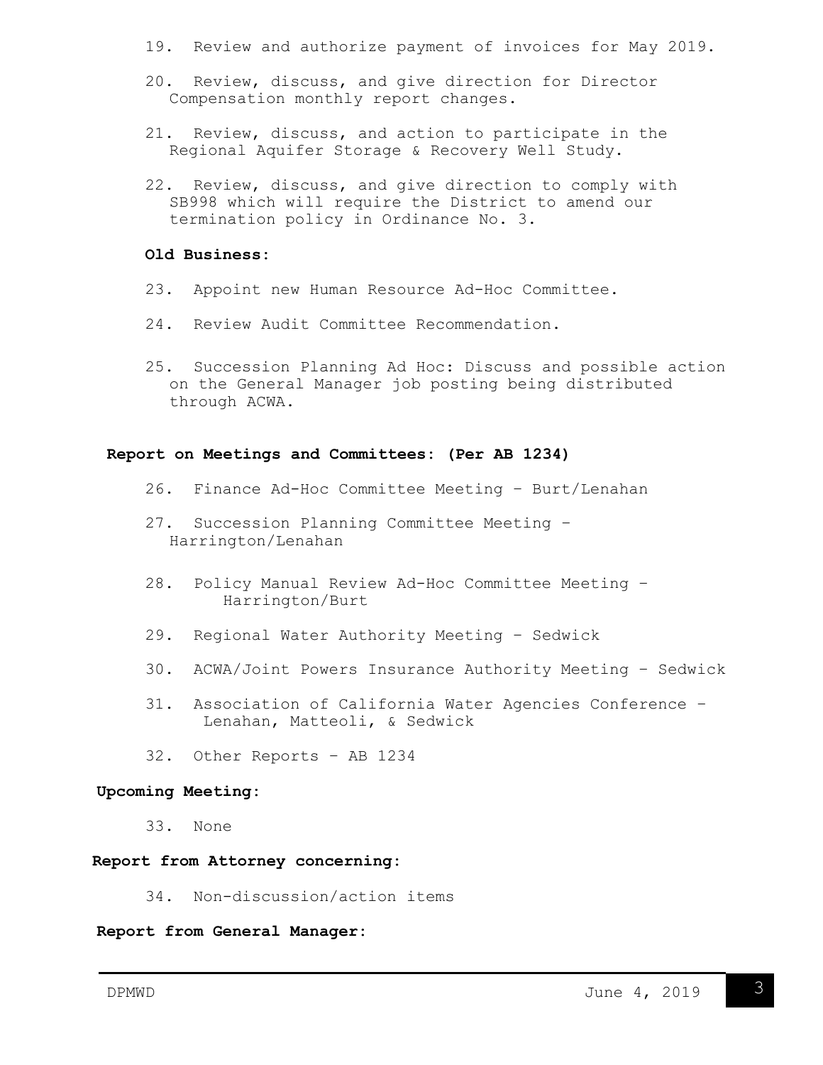19. Review and authorize payment of invoices for May 2019.

20. Review, discuss, and give direction for Director Compensation monthly report changes.

21. Review, discuss, and action to participate in the Regional Aquifer Storage & Recovery Well Study.

22. Review, discuss, and give direction to comply with SB998 which will require the District to amend our termination policy in Ordinance No. 3.

**Old Business:**

23. Appoint new Human Resource Ad-Hoc Committee.

24. Review Audit Committee Recommendation.

25. Succession Planning Ad Hoc: Discuss and possible action on the General Manager job posting being distributed through ACWA.

**Report on Meetings and Committees: (Per AB 1234)**

26. Finance Ad-Hoc Committee Meeting – Burt/Lenahan

27. Succession Planning Committee Meeting – Harrington/Lenahan

28. Policy Manual Review Ad-Hoc Committee Meeting – Harrington/Burt

29. Regional Water Authority Meeting – Sedwick

30. ACWA/Joint Powers Insurance Authority Meeting – Sedwick

31. Association of California Water Agencies Conference – Lenahan, Matteoli, & Sedwick

32. Other Reports – AB 1234

**Upcoming Meeting:**

33. None

**Report from Attorney concerning:**

34. Non-discussion/action items

**Report from General Manager:**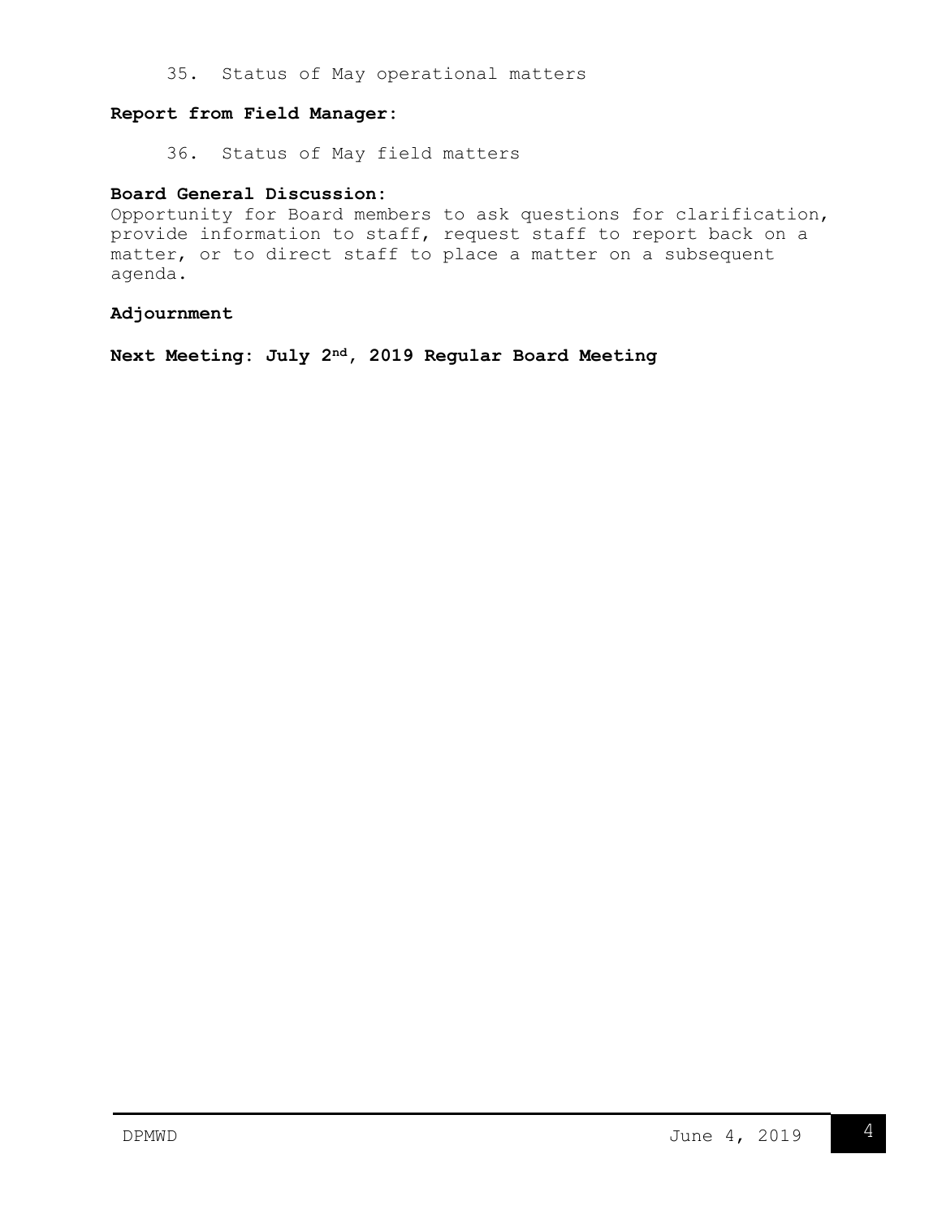35. Status of May operational matters

**Report from Field Manager:**

36. Status of May field matters

**Board General Discussion:**
Opportunity for Board members to ask questions for clarification, provide information to staff, request staff to report back on a matter, or to direct staff to place a matter on a subsequent agenda.

**Adjournment**

**Next Meeting: July 2nd, 2019 Regular Board Meeting**